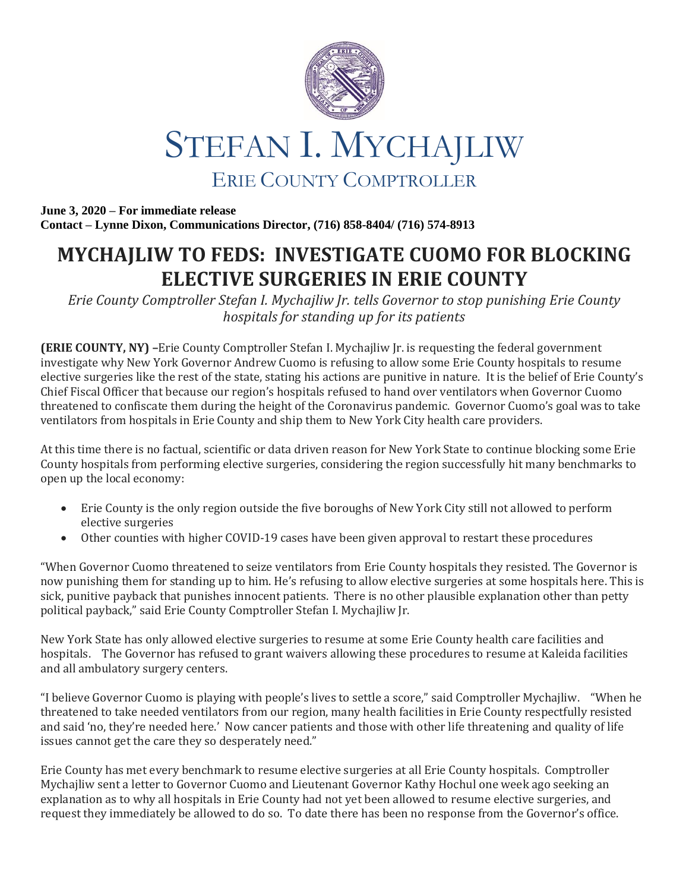# STEFAN I. MYCHAJLIW

## ERIE COUNTY COMPTROLLER

**June 3, 2020 – For immediate release**
**Contact – Lynne Dixon, Communications Director, (716) 858-8404/ (716) 574-8913**

# MYCHAJLIW TO FEDS: INVESTIGATE CUOMO FOR BLOCKING ELECTIVE SURGERIES IN ERIE COUNTY

*Erie County Comptroller Stefan I. Mychajliw Jr. tells Governor to stop punishing Erie County hospitals for standing up for its patients*

**(ERIE COUNTY, NY) –**Erie County Comptroller Stefan I. Mychajliw Jr. is requesting the federal government investigate why New York Governor Andrew Cuomo is refusing to allow some Erie County hospitals to resume elective surgeries like the rest of the state, stating his actions are punitive in nature. It is the belief of Erie County's Chief Fiscal Officer that because our region's hospitals refused to hand over ventilators when Governor Cuomo threatened to confiscate them during the height of the Coronavirus pandemic. Governor Cuomo's goal was to take ventilators from hospitals in Erie County and ship them to New York City health care providers.

At this time there is no factual, scientific or data driven reason for New York State to continue blocking some Erie County hospitals from performing elective surgeries, considering the region successfully hit many benchmarks to open up the local economy:

- Erie County is the only region outside the five boroughs of New York City still not allowed to perform elective surgeries
- Other counties with higher COVID-19 cases have been given approval to restart these procedures

"When Governor Cuomo threatened to seize ventilators from Erie County hospitals they resisted. The Governor is now punishing them for standing up to him. He's refusing to allow elective surgeries at some hospitals here. This is sick, punitive payback that punishes innocent patients. There is no other plausible explanation other than petty political payback," said Erie County Comptroller Stefan I. Mychajliw Jr.

New York State has only allowed elective surgeries to resume at some Erie County health care facilities and hospitals. The Governor has refused to grant waivers allowing these procedures to resume at Kaleida facilities and all ambulatory surgery centers.

"I believe Governor Cuomo is playing with people's lives to settle a score," said Comptroller Mychajliw. "When he threatened to take needed ventilators from our region, many health facilities in Erie County respectfully resisted and said 'no, they're needed here.' Now cancer patients and those with other life threatening and quality of life issues cannot get the care they so desperately need."

Erie County has met every benchmark to resume elective surgeries at all Erie County hospitals. Comptroller Mychajliw sent a letter to Governor Cuomo and Lieutenant Governor Kathy Hochul one week ago seeking an explanation as to why all hospitals in Erie County had not yet been allowed to resume elective surgeries, and request they immediately be allowed to do so. To date there has been no response from the Governor's office.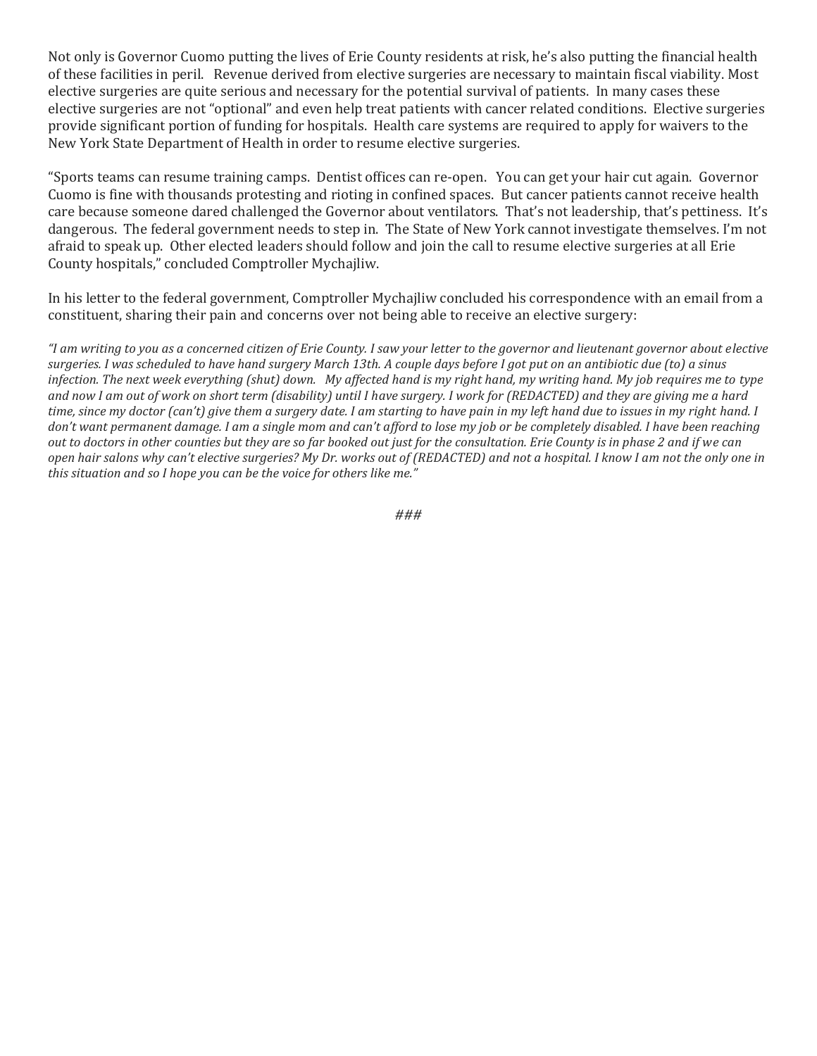Not only is Governor Cuomo putting the lives of Erie County residents at risk, he's also putting the financial health of these facilities in peril. Revenue derived from elective surgeries are necessary to maintain fiscal viability. Most elective surgeries are quite serious and necessary for the potential survival of patients. In many cases these elective surgeries are not "optional" and even help treat patients with cancer related conditions. Elective surgeries provide significant portion of funding for hospitals. Health care systems are required to apply for waivers to the New York State Department of Health in order to resume elective surgeries.

"Sports teams can resume training camps. Dentist offices can re-open. You can get your hair cut again. Governor Cuomo is fine with thousands protesting and rioting in confined spaces. But cancer patients cannot receive health care because someone dared challenged the Governor about ventilators. That's not leadership, that's pettiness. It's dangerous. The federal government needs to step in. The State of New York cannot investigate themselves. I'm not afraid to speak up. Other elected leaders should follow and join the call to resume elective surgeries at all Erie County hospitals," concluded Comptroller Mychajliw.

In his letter to the federal government, Comptroller Mychajliw concluded his correspondence with an email from a constituent, sharing their pain and concerns over not being able to receive an elective surgery:

*"I am writing to you as a concerned citizen of Erie County. I saw your letter to the governor and lieutenant governor about elective surgeries. I was scheduled to have hand surgery March 13th. A couple days before I got put on an antibiotic due (to) a sinus infection. The next week everything (shut) down. My affected hand is my right hand, my writing hand. My job requires me to type and now I am out of work on short term (disability) until I have surgery. I work for (REDACTED) and they are giving me a hard time, since my doctor (can't) give them a surgery date. I am starting to have pain in my left hand due to issues in my right hand. I don't want permanent damage. I am a single mom and can't afford to lose my job or be completely disabled. I have been reaching out to doctors in other counties but they are so far booked out just for the consultation. Erie County is in phase 2 and if we can open hair salons why can't elective surgeries? My Dr. works out of (REDACTED) and not a hospital. I know I am not the only one in this situation and so I hope you can be the voice for others like me."*

###